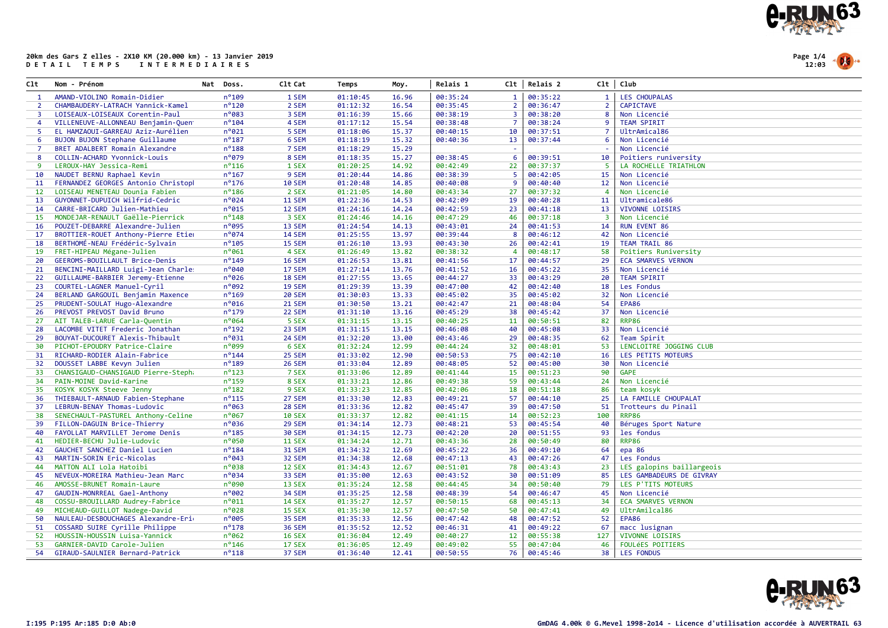**20km des Gars Z elles - 2X10 KM (20.000 km) - 13 Janvier 2019**
**D E T A I L   T E M P S   I N T E R M E D I A I R E S**

| Clt | Nom - Prénom | Nat | Doss. | Clt Cat | Temps | Moy. | Relais 1 | Clt | Relais 2 | Clt | Club |
|---|---|---|---|---|---|---|---|---|---|---|---|
| 1 | AMAND-VIOLINO Romain-Didier | | n°109 | 1 SEM | 01:10:45 | 16.96 | 00:35:24 | 1 | 00:35:22 | 1 | LES CHOUPALAS |
| 2 | CHAMBAUDERY-LATRACH Yannick-Kamel | | n°120 | 2 SEM | 01:12:32 | 16.54 | 00:35:45 | 2 | 00:36:47 | 2 | CAPICTAVE |
| 3 | LOISEAUX-LOISEAUX Corentin-Paul | | n°083 | 3 SEM | 01:16:39 | 15.66 | 00:38:19 | 3 | 00:38:20 | 8 | Non Licencié |
| 4 | VILLENEUVE-ALLONNEAU Benjamin-Quen | | n°104 | 4 SEM | 01:17:12 | 15.54 | 00:38:48 | 7 | 00:38:24 | 9 | TEAM SPIRIT |
| 5 | EL HAMZAOUI-GARREAU Aziz-Aurélien | | n°021 | 5 SEM | 01:18:06 | 15.37 | 00:40:15 | 10 | 00:37:51 | 7 | UltrAmical86 |
| 6 | BUJON BUJON Stephane Guillaume | | n°187 | 6 SEM | 01:18:19 | 15.32 | 00:40:36 | 13 | 00:37:44 | 6 | Non Licencié |
| 7 | BRET ADALBERT Romain Alexandre | | n°188 | 7 SEM | 01:18:29 | 15.29 | | - | | - | Non Licencié |
| 8 | COLLIN-ACHARD Yvonnick-Louis | | n°079 | 8 SEM | 01:18:35 | 15.27 | 00:38:45 | 6 | 00:39:51 | 10 | Poitiers runiversity |
| 9 | LEROUX-HAY Jessica-Remi | | n°116 | 1 SEX | 01:20:25 | 14.92 | 00:42:49 | 22 | 00:37:37 | 5 | LA ROCHELLE TRIATHLON |
| 10 | NAUDET BERNU Raphael Kevin | | n°167 | 9 SEM | 01:20:44 | 14.86 | 00:38:39 | 5 | 00:42:05 | 15 | Non Licencié |
| 11 | FERNANDEZ GEORGES Antonio Christopl | | n°176 | 10 SEM | 01:20:48 | 14.85 | 00:40:08 | 9 | 00:40:40 | 12 | Non Licencié |
| 12 | LOISEAU MENETEAU Dounia Fabien | | n°186 | 2 SEX | 01:21:05 | 14.80 | 00:43:34 | 27 | 00:37:32 | 4 | Non Licencié |
| 13 | GUYONNET-DUPUICH Wilfrid-Cedric | | n°024 | 11 SEM | 01:22:36 | 14.53 | 00:42:09 | 19 | 00:40:28 | 11 | Ultramicale86 |
| 14 | CARRE-BRICARD Julien-Mathieu | | n°015 | 12 SEM | 01:24:16 | 14.24 | 00:42:59 | 23 | 00:41:18 | 13 | VIVONNE LOISIRS |
| 15 | MONDEJAR-RENAULT Gaëlle-Pierrick | | n°148 | 3 SEX | 01:24:46 | 14.16 | 00:47:29 | 46 | 00:37:18 | 3 | Non Licencié |
| 16 | POUZET-DEBARRE Alexandre-Julien | | n°095 | 13 SEM | 01:24:54 | 14.13 | 00:43:01 | 24 | 00:41:53 | 14 | RUN EVENT 86 |
| 17 | BROTTIER-ROUET Anthony-Pierre Etie | | n°074 | 14 SEM | 01:25:55 | 13.97 | 00:39:44 | 8 | 00:46:12 | 42 | Non Licencié |
| 18 | BERTHOMÉ-NEAU Frédéric-Sylvain | | n°105 | 15 SEM | 01:26:10 | 13.93 | 00:43:30 | 26 | 00:42:41 | 19 | TEAM TRAIL 86 |
| 19 | FRET-HIPEAU Mégane-Julien | | n°061 | 4 SEX | 01:26:49 | 13.82 | 00:38:32 | 4 | 00:48:17 | 58 | Poitiers Runiversity |
| 20 | GEEROMS-BOUILLAULT Brice-Denis | | n°149 | 16 SEM | 01:26:53 | 13.81 | 00:41:56 | 17 | 00:44:57 | 29 | ECA SMARVES VERNON |
| 21 | BENCINI-MAILLARD Luigi-Jean Charle | | n°040 | 17 SEM | 01:27:14 | 13.76 | 00:41:52 | 16 | 00:45:22 | 35 | Non Licencié |
| 22 | GUILLAUME-BARBIER Jeremy-Etienne | | n°026 | 18 SEM | 01:27:55 | 13.65 | 00:44:27 | 33 | 00:43:29 | 20 | TEAM SPIRIT |
| 23 | COURTEL-LAGNER Manuel-Cyril | | n°092 | 19 SEM | 01:29:39 | 13.39 | 00:47:00 | 42 | 00:42:40 | 18 | Les Fondus |
| 24 | BERLAND GARGOUIL Benjamin Maxence | | n°169 | 20 SEM | 01:30:03 | 13.33 | 00:45:02 | 35 | 00:45:02 | 32 | Non Licencié |
| 25 | PRUDENT-SOULAT Hugo-Alexandre | | n°016 | 21 SEM | 01:30:50 | 13.21 | 00:42:47 | 21 | 00:48:04 | 54 | EPA86 |
| 26 | PREVOST PREVOST David Bruno | | n°179 | 22 SEM | 01:31:10 | 13.16 | 00:45:29 | 38 | 00:45:42 | 37 | Non Licencié |
| 27 | AIT TALEB-LARUE Carla-Quentin | | n°064 | 5 SEX | 01:31:15 | 13.15 | 00:40:25 | 11 | 00:50:51 | 82 | RRP86 |
| 28 | LACOMBE VITET Frederic Jonathan | | n°192 | 23 SEM | 01:31:15 | 13.15 | 00:46:08 | 40 | 00:45:08 | 33 | Non Licencié |
| 29 | BOUYAT-DUCOURET Alexis-Thibault | | n°031 | 24 SEM | 01:32:20 | 13.00 | 00:43:46 | 29 | 00:48:35 | 62 | Team Spirit |
| 30 | PICHOT-EPOUDRY Patrice-Claire | | n°099 | 6 SEX | 01:32:24 | 12.99 | 00:44:24 | 32 | 00:48:01 | 53 | LENCLOITRE JOGGING CLUB |
| 31 | RICHARD-RODIER Alain-Fabrice | | n°144 | 25 SEM | 01:33:02 | 12.90 | 00:50:53 | 75 | 00:42:10 | 16 | LES PETITS MOTEURS |
| 32 | DOUSSET LABBE Kevyn Julien | | n°189 | 26 SEM | 01:33:04 | 12.89 | 00:48:05 | 52 | 00:45:00 | 30 | Non Licencié |
| 33 | CHANSIGAUD-CHANSIGAUD Pierre-Steph | | n°123 | 7 SEX | 01:33:06 | 12.89 | 00:41:44 | 15 | 00:51:23 | 90 | GAPE |
| 34 | PAIN-MOINE David-Karine | | n°159 | 8 SEX | 01:33:21 | 12.86 | 00:49:38 | 59 | 00:43:44 | 24 | Non Licencié |
| 35 | KOSYK KOSYK Steeve Jenny | | n°182 | 9 SEX | 01:33:23 | 12.85 | 00:42:06 | 18 | 00:51:18 | 86 | team kosyk |
| 36 | THIEBAULT-ARNAUD Fabien-Stephane | | n°115 | 27 SEM | 01:33:30 | 12.83 | 00:49:21 | 57 | 00:44:10 | 25 | LA FAMILLE CHOUPALAT |
| 37 | LEBRUN-BENAY Thomas-Ludovic | | n°063 | 28 SEM | 01:33:36 | 12.82 | 00:45:47 | 39 | 00:47:50 | 51 | Trotteurs du Pinail |
| 38 | SENECHAULT-PASTUREL Anthony-Celine | | n°067 | 10 SEX | 01:33:37 | 12.82 | 00:41:15 | 14 | 00:52:23 | 100 | RRP86 |
| 39 | FILLON-DAGUIN Brice-Thierry | | n°036 | 29 SEM | 01:34:14 | 12.73 | 00:48:21 | 53 | 00:45:54 | 40 | Béruges Sport Nature |
| 40 | FAYOLLAT MARVILLET Jerome Denis | | n°185 | 30 SEM | 01:34:15 | 12.73 | 00:42:20 | 20 | 00:51:55 | 93 | les fondus |
| 41 | HEDIER-BECHU Julie-Ludovic | | n°050 | 11 SEX | 01:34:24 | 12.71 | 00:43:36 | 28 | 00:50:49 | 80 | RRP86 |
| 42 | GAUCHET SANCHEZ Daniel Lucien | | n°184 | 31 SEM | 01:34:32 | 12.69 | 00:45:22 | 36 | 00:49:10 | 64 | epa 86 |
| 43 | MARTIN-SORIN Eric-Nicolas | | n°043 | 32 SEM | 01:34:38 | 12.68 | 00:47:13 | 43 | 00:47:26 | 47 | Les Fondus |
| 44 | MATTON ALI Lola Hatoibi | | n°038 | 12 SEX | 01:34:43 | 12.67 | 00:51:01 | 78 | 00:43:43 | 23 | LES galopins baillargeois |
| 45 | NEVEUX-MOREIRA Mathieu-Jean Marc | | n°034 | 33 SEM | 01:35:00 | 12.63 | 00:43:52 | 30 | 00:51:09 | 85 | LES GAMBADEURS DE GIVRAY |
| 46 | AMOSSE-BRUNET Romain-Laure | | n°090 | 13 SEX | 01:35:24 | 12.58 | 00:44:45 | 34 | 00:50:40 | 79 | LES P'TITS MOTEURS |
| 47 | GAUDIN-MONRREAL Gael-Anthony | | n°002 | 34 SEM | 01:35:25 | 12.58 | 00:48:39 | 54 | 00:46:47 | 45 | Non Licencié |
| 48 | COSSU-BROUILLARD Audrey-Fabrice | | n°011 | 14 SEX | 01:35:27 | 12.57 | 00:50:15 | 68 | 00:45:13 | 34 | ECA SMARVES VERNON |
| 49 | MICHEAUD-GUILLOT Nadege-David | | n°028 | 15 SEX | 01:35:30 | 12.57 | 00:47:50 | 50 | 00:47:41 | 49 | UltrAmilcal86 |
| 50 | NAULEAU-DESBOUCHAGES Alexandre-Eri | | n°005 | 35 SEM | 01:35:33 | 12.56 | 00:47:42 | 48 | 00:47:52 | 52 | EPA86 |
| 51 | COSSARD SUIRE Cyrille Philippe | | n°178 | 36 SEM | 01:35:52 | 12.52 | 00:46:31 | 41 | 00:49:22 | 67 | macc lusignan |
| 52 | HOUSSIN-HOUSSIN Luisa-Yannick | | n°062 | 16 SEX | 01:36:04 | 12.49 | 00:40:27 | 12 | 00:55:38 | 127 | VIVONNE LOISIRS |
| 53 | GARNIER-DAVID Carole-Julien | | n°146 | 17 SEX | 01:36:05 | 12.49 | 00:49:02 | 55 | 00:47:04 | 46 | FOULéES POITIERS |
| 54 | GIRAUD-SAULNIER Bernard-Patrick | | n°118 | 37 SEM | 01:36:40 | 12.41 | 00:50:55 | 76 | 00:45:46 | 38 | LES FONDUS |

I:195 P:195 Ar:185 D:0 Ab:0

GmDAG 4.00k © G.Mevel 1998-2014 - Licence d'utilisation accordée à AUVERTRAIL 63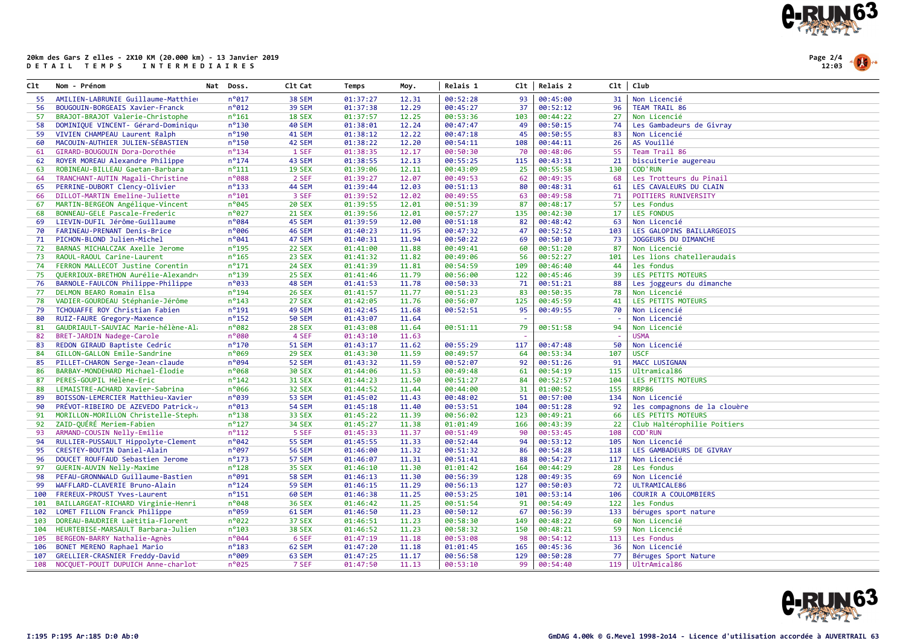**20km des Gars Z elles - 2X10 KM (20.000 km) - 13 Janvier 2019**
**D E T A I L   T E M P S   I N T E R M E D I A I R E S**

| Clt | Nom - Prénom | Nat | Doss. | Clt Cat | Temps | Moy. | Relais 1 | Clt | Relais 2 | Clt | Club |
|---|---|---|---|---|---|---|---|---|---|---|---|
| 55 | AMILIEN-LABRUNIE Guillaume-Matthie |  | n°017 | 38 SEM | 01:37:27 | 12.31 | 00:52:28 | 93 | 00:45:00 | 31 | Non Licencié |
| 56 | BOUGOUIN-BORGEAIS Xavier-Franck |  | n°012 | 39 SEM | 01:37:38 | 12.29 | 00:45:27 | 37 | 00:52:12 | 96 | TEAM TRAIL 86 |
| 57 | BRAJOT-BRAJOT Valerie-Christophe |  | n°161 | 18 SEX | 01:37:57 | 12.25 | 00:53:36 | 103 | 00:44:22 | 27 | Non Licencié |
| 58 | DOMINIQUE VINCENT- Gérard-Dominiqu |  | n°130 | 40 SEM | 01:38:01 | 12.24 | 00:47:47 | 49 | 00:50:15 | 74 | Les Gambadeurs de Givray |
| 59 | VIVIEN CHAMPEAU Laurent Ralph |  | n°190 | 41 SEM | 01:38:12 | 12.22 | 00:47:18 | 45 | 00:50:55 | 83 | Non Licencié |
| 60 | MACOUIN-AUTHIER JULIEN-SÉBASTIEN |  | n°150 | 42 SEM | 01:38:22 | 12.20 | 00:54:11 | 108 | 00:44:11 | 26 | AS Vouillé |
| 61 | GIRARD-BOUGOUIN Dora-Dorothée |  | n°134 | 1 SEF | 01:38:35 | 12.17 | 00:50:30 | 70 | 00:48:06 | 55 | Team Trail 86 |
| 62 | ROYER MOREAU Alexandre Philippe |  | n°174 | 43 SEM | 01:38:55 | 12.13 | 00:55:25 | 115 | 00:43:31 | 21 | biscuiterie augereau |
| 63 | ROBINEAU-BILLEAU Gaetan-Barbara |  | n°111 | 19 SEX | 01:39:06 | 12.11 | 00:43:09 | 25 | 00:55:58 | 130 | COD'RUN |
| 64 | TRANCHANT-AUTIN Magali-Christine |  | n°088 | 2 SEF | 01:39:27 | 12.07 | 00:49:53 | 62 | 00:49:35 | 68 | Les Trotteurs du Pinail |
| 65 | PERRINE-DUBORT Clency-Olivier |  | n°133 | 44 SEM | 01:39:44 | 12.03 | 00:51:13 | 80 | 00:48:31 | 61 | LES CAVALEURS DU CLAIN |
| 66 | DILLOT-MARTIN Emeline-Juliette |  | n°101 | 3 SEF | 01:39:52 | 12.02 | 00:49:55 | 63 | 00:49:58 | 71 | POITIERS RUNIVERSITY |
| 67 | MARTIN-BERGEON Angélique-Vincent |  | n°045 | 20 SEX | 01:39:55 | 12.01 | 00:51:39 | 87 | 00:48:17 | 57 | Les Fondus |
| 68 | BONNEAU-GELE Pascale-Frederic |  | n°027 | 21 SEX | 01:39:56 | 12.01 | 00:57:27 | 135 | 00:42:30 | 17 | LES FONDUS |
| 69 | LIEVIN-DUFIL Jérôme-Guillaume |  | n°084 | 45 SEM | 01:39:59 | 12.00 | 00:51:18 | 82 | 00:48:42 | 63 | Non Licencié |
| 70 | FARINEAU-PRENANT Denis-Brice |  | n°006 | 46 SEM | 01:40:23 | 11.95 | 00:47:32 | 47 | 00:52:52 | 103 | LES GALOPINS BAILLARGEOIS |
| 71 | PICHON-BLOND Julien-Michel |  | n°041 | 47 SEM | 01:40:31 | 11.94 | 00:50:22 | 69 | 00:50:10 | 73 | JOGGEURS DU DIMANCHE |
| 72 | BARNAS MICHALCZAK Axelle Jerome |  | n°195 | 22 SEX | 01:41:00 | 11.88 | 00:49:41 | 60 | 00:51:20 | 87 | Non Licencié |
| 73 | RAOUL-RAOUL Carine-Laurent |  | n°165 | 23 SEX | 01:41:32 | 11.82 | 00:49:06 | 56 | 00:52:27 | 101 | Les lions chatelleraudais |
| 74 | FERRON MALLECOT Justine Corentin |  | n°171 | 24 SEX | 01:41:39 | 11.81 | 00:54:59 | 109 | 00:46:40 | 44 | les fondus |
| 75 | QUERRIOUX-BRETHON Aurélie-Alexandr |  | n°139 | 25 SEX | 01:41:46 | 11.79 | 00:56:00 | 122 | 00:45:46 | 39 | LES PETITS MOTEURS |
| 76 | BARNOLE-FAULCON Philippe-Philippe |  | n°033 | 48 SEM | 01:41:53 | 11.78 | 00:50:33 | 71 | 00:51:21 | 88 | Les joggeurs du dimanche |
| 77 | DELMON BEARO Romain Elsa |  | n°194 | 26 SEX | 01:41:57 | 11.77 | 00:51:23 | 83 | 00:50:35 | 78 | Non Licencié |
| 78 | VADIER-GOURDEAU Stéphanie-Jérôme |  | n°143 | 27 SEX | 01:42:05 | 11.76 | 00:56:07 | 125 | 00:45:59 | 41 | LES PETITS MOTEURS |
| 79 | TCHOUAFFE ROY Christian Fabien |  | n°191 | 49 SEM | 01:42:45 | 11.68 | 00:52:51 | 95 | 00:49:55 | 70 | Non Licencié |
| 80 | RUIZ-FAURE Gregory-Maxence |  | n°152 | 50 SEM | 01:43:07 | 11.64 |  | - |  | - | Non Licencié |
| 81 | GAUDRIAULT-SAUVIAC Marie-hélène-Al |  | n°082 | 28 SEX | 01:43:08 | 11.64 | 00:51:11 | 79 | 00:51:58 | 94 | Non Licencié |
| 82 | BRET-JARDIN Nadege-Carole |  | n°080 | 4 SEF | 01:43:10 | 11.63 |  | - |  | - | USMA |
| 83 | REDON GIRAUD Baptiste Cedric |  | n°170 | 51 SEM | 01:43:17 | 11.62 | 00:55:29 | 117 | 00:47:48 | 50 | Non Licencié |
| 84 | GILLON-GALLON Emile-Sandrine |  | n°069 | 29 SEX | 01:43:30 | 11.59 | 00:49:57 | 64 | 00:53:34 | 107 | USCF |
| 85 | PILLET-CHARON Serge-Jean-claude |  | n°094 | 52 SEM | 01:43:32 | 11.59 | 00:52:07 | 92 | 00:51:26 | 91 | MACC LUSIGNAN |
| 86 | BARBAY-MONDEHARD Michael-Élodie |  | n°068 | 30 SEX | 01:44:06 | 11.53 | 00:49:48 | 61 | 00:54:19 | 115 | Ultramical86 |
| 87 | PERES-GOUPIL Hélène-Eric |  | n°142 | 31 SEX | 01:44:23 | 11.50 | 00:51:27 | 84 | 00:52:57 | 104 | LES PETITS MOTEURS |
| 88 | LEMAISTRE-ACHARD Xavier-Sabrina |  | n°066 | 32 SEX | 01:44:52 | 11.44 | 00:44:00 | 31 | 01:00:52 | 155 | RRP86 |
| 89 | BOISSON-LEMERCIER Matthieu-Xavier |  | n°039 | 53 SEM | 01:45:02 | 11.43 | 00:48:02 | 51 | 00:57:00 | 134 | Non Licencié |
| 90 | PRÉVOT-RIBEIRO DE AZEVEDO Patrick- |  | n°013 | 54 SEM | 01:45:18 | 11.40 | 00:53:51 | 104 | 00:51:28 | 92 | les compagnons de la clouère |
| 91 | MORILLON-MORILLON Christelle-Steph |  | n°138 | 33 SEX | 01:45:22 | 11.39 | 00:56:02 | 123 | 00:49:21 | 66 | LES PETITS MOTEURS |
| 92 | ZAID-QUÉRÉ Meriem-Fabien |  | n°127 | 34 SEX | 01:45:27 | 11.38 | 01:01:49 | 166 | 00:43:39 | 22 | Club Haltérophilie Poitiers |
| 93 | ARMAND-COUSIN Nelly-Emilie |  | n°112 | 5 SEF | 01:45:33 | 11.37 | 00:51:49 | 90 | 00:53:45 | 108 | COD'RUN |
| 94 | RULLIER-PUSSAULT Hippolyte-Clement |  | n°042 | 55 SEM | 01:45:55 | 11.33 | 00:52:44 | 94 | 00:53:12 | 105 | Non Licencié |
| 95 | CRESTEY-BOUTIN Daniel-Alain |  | n°097 | 56 SEM | 01:46:00 | 11.32 | 00:51:32 | 86 | 00:54:28 | 118 | LES GAMBADEURS DE GIVRAY |
| 96 | DOUCET ROUFFAUD Sebastien Jerome |  | n°173 | 57 SEM | 01:46:07 | 11.31 | 00:51:41 | 88 | 00:54:27 | 117 | Non Licencié |
| 97 | GUERIN-AUVIN Nelly-Maxime |  | n°128 | 35 SEX | 01:46:10 | 11.30 | 01:01:42 | 164 | 00:44:29 | 28 | Les fondus |
| 98 | PEFAU-GRONNWALD Guillaume-Bastien |  | n°091 | 58 SEM | 01:46:13 | 11.30 | 00:56:39 | 128 | 00:49:35 | 69 | Non Licencié |
| 99 | WAFFLARD-CLAVERIE Bruno-Alain |  | n°124 | 59 SEM | 01:46:15 | 11.29 | 00:56:13 | 127 | 00:50:03 | 72 | ULTRAMICALE86 |
| 100 | FREREUX-PROUST Yves-Laurent |  | n°151 | 60 SEM | 01:46:38 | 11.25 | 00:53:25 | 101 | 00:53:14 | 106 | COURIR A COULOMBIERS |
| 101 | BAILLARGEAT-RICHARD Virginie-Henri |  | n°048 | 36 SEX | 01:46:42 | 11.25 | 00:51:54 | 91 | 00:54:49 | 122 | les Fondus |
| 102 | LOMET FILLON Franck Philippe |  | n°059 | 61 SEM | 01:46:50 | 11.23 | 00:50:12 | 67 | 00:56:39 | 133 | béruges sport nature |
| 103 | DOREAU-BAUDRIER Laëtitia-Florent |  | n°022 | 37 SEX | 01:46:51 | 11.23 | 00:58:30 | 149 | 00:48:22 | 60 | Non Licencié |
| 104 | HEURTEBISE-MARSAULT Barbara-Julien |  | n°103 | 38 SEX | 01:46:52 | 11.23 | 00:58:32 | 150 | 00:48:21 | 59 | Non Licencié |
| 105 | BERGEON-BARRY Nathalie-Agnès |  | n°044 | 6 SEF | 01:47:19 | 11.18 | 00:53:08 | 98 | 00:54:12 | 113 | Les Fondus |
| 106 | BONET MERENO Raphael Mario |  | n°183 | 62 SEM | 01:47:20 | 11.18 | 01:01:45 | 165 | 00:45:36 | 36 | Non Licencié |
| 107 | GRELLIER-CRASNIER Freddy-David |  | n°009 | 63 SEM | 01:47:25 | 11.17 | 00:56:58 | 129 | 00:50:28 | 77 | Béruges Sport Nature |
| 108 | NOCQUET-POUIT DUPUICH Anne-charlot |  | n°025 | 7 SEF | 01:47:50 | 11.13 | 00:53:10 | 99 | 00:54:40 | 119 | UltrAmical86 |

I:195 P:195 Ar:185 D:0 Ab:0

GmDAG 4.00k © G.Mevel 1998-2014 - Licence d'utilisation accordée à AUVERTRAIL 63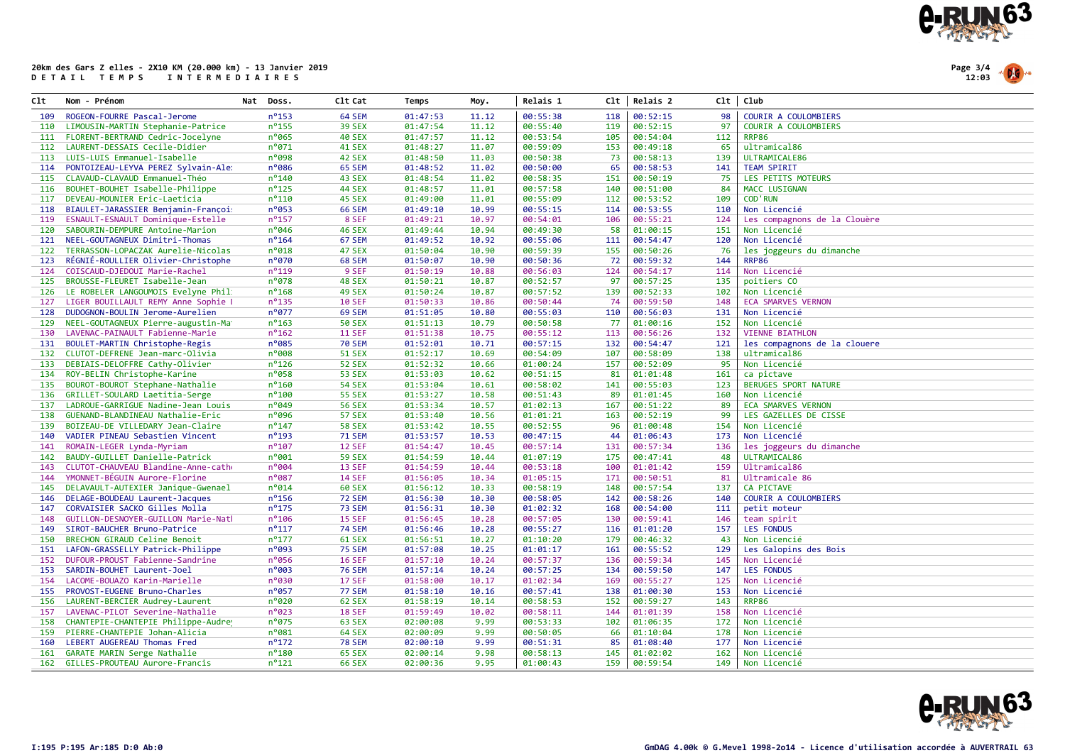**20km des Gars Z elles - 2X10 KM (20.000 km) - 13 Janvier 2019**
**D E T A I L   T E M P S   I N T E R M E D I A I R E S**

| Clt | Nom - Prénom | Nat | Doss. | Clt Cat | Temps | Moy. | Relais 1 | Clt | Relais 2 | Clt | Club |
|---|---|---|---|---|---|---|---|---|---|---|---|
| 109 | ROGEON-FOURRE Pascal-Jerome | | n°153 | 64 SEM | 01:47:53 | 11.12 | 00:55:38 | 118 | 00:52:15 | 98 | COURIR A COULOMBIERS |
| 110 | LIMOUSIN-MARTIN Stephanie-Patrice | | n°155 | 39 SEX | 01:47:54 | 11.12 | 00:55:40 | 119 | 00:52:15 | 97 | COURIR A COULOMBIERS |
| 111 | FLORENT-BERTRAND Cedric-Jocelyne | | n°065 | 40 SEX | 01:47:57 | 11.12 | 00:53:54 | 105 | 00:54:04 | 112 | RRP86 |
| 112 | LAURENT-DESSAIS Cecile-Didier | | n°071 | 41 SEX | 01:48:27 | 11.07 | 00:59:09 | 153 | 00:49:18 | 65 | ultramical86 |
| 113 | LUIS-LUIS Emmanuel-Isabelle | | n°098 | 42 SEX | 01:48:50 | 11.03 | 00:50:38 | 73 | 00:58:13 | 139 | ULTRAMICALE86 |
| 114 | PONTOIZEAU-LEYVA PEREZ Sylvain-Ale: | | n°086 | 65 SEM | 01:48:52 | 11.02 | 00:50:00 | 65 | 00:58:53 | 141 | TEAM SPIRIT |
| 115 | CLAVAUD-CLAVAUD Emmanuel-Théo | | n°140 | 43 SEX | 01:48:54 | 11.02 | 00:58:35 | 151 | 00:50:19 | 75 | LES PETITS MOTEURS |
| 116 | BOUHET-BOUHET Isabelle-Philippe | | n°125 | 44 SEX | 01:48:57 | 11.01 | 00:57:58 | 140 | 00:51:00 | 84 | MACC LUSIGNAN |
| 117 | DEVEAU-MOUNIER Eric-Laeticia | | n°110 | 45 SEX | 01:49:00 | 11.01 | 00:55:09 | 112 | 00:53:52 | 109 | COD'RUN |
| 118 | BIAULET-JARASSIER Benjamin-Françoi: | | n°053 | 66 SEM | 01:49:10 | 10.99 | 00:55:15 | 114 | 00:53:55 | 110 | Non Licencié |
| 119 | ESNAULT-ESNAULT Dominique-Estelle | | n°157 | 8 SEF | 01:49:21 | 10.97 | 00:54:01 | 106 | 00:55:21 | 124 | Les compagnons de la Clouère |
| 120 | SABOURIN-DEMPURE Antoine-Marion | | n°046 | 46 SEX | 01:49:44 | 10.94 | 00:49:30 | 58 | 01:00:15 | 151 | Non Licencié |
| 121 | NEEL-GOUTAGNEUX Dimitri-Thomas | | n°164 | 67 SEM | 01:49:52 | 10.92 | 00:55:06 | 111 | 00:54:47 | 120 | Non Licencié |
| 122 | TERRASSON-LOPACZAK Aurelie-Nicolas | | n°018 | 47 SEX | 01:50:04 | 10.90 | 00:59:39 | 155 | 00:50:26 | 76 | les joggeurs du dimanche |
| 123 | RÉGNIÉ-ROULLIER Olivier-Christophe | | n°070 | 68 SEM | 01:50:07 | 10.90 | 00:50:36 | 72 | 00:59:32 | 144 | RRP86 |
| 124 | COISCAUD-DJEDOUI Marie-Rachel | | n°119 | 9 SEF | 01:50:19 | 10.88 | 00:56:03 | 124 | 00:54:17 | 114 | Non Licencié |
| 125 | BROUSSE-FLEURET Isabelle-Jean | | n°078 | 48 SEX | 01:50:21 | 10.87 | 00:52:57 | 97 | 00:57:25 | 135 | poitiers CO |
| 126 | LE ROBELER LANGOUMOIS Evelyne Phil: | | n°168 | 49 SEX | 01:50:24 | 10.87 | 00:57:52 | 139 | 00:52:33 | 102 | Non Licencié |
| 127 | LIGER BOUILLAULT REMY Anne Sophie I | | n°135 | 10 SEF | 01:50:33 | 10.86 | 00:50:44 | 74 | 00:59:50 | 148 | ECA SMARVES VERNON |
| 128 | DUDOGNON-BOULIN Jerome-Aurelien | | n°077 | 69 SEM | 01:51:05 | 10.80 | 00:55:03 | 110 | 00:56:03 | 131 | Non Licencié |
| 129 | NEEL-GOUTAGNEUX Pierre-augustin-Ma | | n°163 | 50 SEX | 01:51:13 | 10.79 | 00:50:58 | 77 | 01:00:16 | 152 | Non Licencié |
| 130 | LAVENAC-PAINAULT Fabienne-Marie | | n°162 | 11 SEF | 01:51:38 | 10.75 | 00:55:12 | 113 | 00:56:26 | 132 | VIENNE BIATHLON |
| 131 | BOULET-MARTIN Christophe-Regis | | n°085 | 70 SEM | 01:52:01 | 10.71 | 00:57:15 | 132 | 00:54:47 | 121 | les compagnons de la clouere |
| 132 | CLUTOT-DEFRENE Jean-marc-Olivia | | n°008 | 51 SEX | 01:52:17 | 10.69 | 00:54:09 | 107 | 00:58:09 | 138 | ultramical86 |
| 133 | DEBIAIS-DELOFFRE Cathy-Olivier | | n°126 | 52 SEX | 01:52:32 | 10.66 | 01:00:24 | 157 | 00:52:09 | 95 | Non Licencié |
| 134 | ROY-BELIN Christophe-Karine | | n°058 | 53 SEX | 01:53:03 | 10.62 | 00:51:15 | 81 | 01:01:48 | 161 | ca pictave |
| 135 | BOUROT-BOUROT Stephane-Nathalie | | n°160 | 54 SEX | 01:53:04 | 10.61 | 00:58:02 | 141 | 00:55:03 | 123 | BERUGES SPORT NATURE |
| 136 | GRILLET-SOULARD Laetitia-Serge | | n°100 | 55 SEX | 01:53:27 | 10.58 | 00:51:43 | 89 | 01:01:45 | 160 | Non Licencié |
| 137 | LADROUE-GARRIGUE Nadine-Jean Louis | | n°049 | 56 SEX | 01:53:34 | 10.57 | 01:02:13 | 167 | 00:51:22 | 89 | ECA SMARVES VERNON |
| 138 | GUENAND-BLANDINEAU Nathalie-Eric | | n°096 | 57 SEX | 01:53:40 | 10.56 | 01:01:21 | 163 | 00:52:19 | 99 | LES GAZELLES DE CISSE |
| 139 | BOIZEAU-DE VILLEDARY Jean-Claire | | n°147 | 58 SEX | 01:53:42 | 10.55 | 00:52:55 | 96 | 01:00:48 | 154 | Non Licencié |
| 140 | VADIER PINEAU Sebastien Vincent | | n°193 | 71 SEM | 01:53:57 | 10.53 | 00:47:15 | 44 | 01:06:43 | 173 | Non Licencié |
| 141 | ROMAIN-LEGER Lynda-Myriam | | n°107 | 12 SEF | 01:54:47 | 10.45 | 00:57:14 | 131 | 00:57:34 | 136 | les joggeurs du dimanche |
| 142 | BAUDY-GUILLET Danielle-Patrick | | n°001 | 59 SEX | 01:54:59 | 10.44 | 01:07:19 | 175 | 00:47:41 | 48 | ULTRAMICAL86 |
| 143 | CLUTOT-CHAUVEAU Blandine-Anne-cath | | n°004 | 13 SEF | 01:54:59 | 10.44 | 00:53:18 | 100 | 01:01:42 | 159 | Ultramical86 |
| 144 | YMONNET-BÉGUIN Aurore-Florine | | n°087 | 14 SEF | 01:56:05 | 10.34 | 01:05:15 | 171 | 00:50:51 | 81 | Ultramicale 86 |
| 145 | DELAVAULT-AUTEXIER Janique-Gwenael | | n°014 | 60 SEX | 01:56:12 | 10.33 | 00:58:19 | 148 | 00:57:54 | 137 | CA PICTAVE |
| 146 | DELAGE-BOUDEAU Laurent-Jacques | | n°156 | 72 SEM | 01:56:30 | 10.30 | 00:58:05 | 142 | 00:58:26 | 140 | COURIR A COULOMBIERS |
| 147 | CORVAISIER SACKO Gilles Molla | | n°175 | 73 SEM | 01:56:31 | 10.30 | 01:02:32 | 168 | 00:54:00 | 111 | petit moteur |
| 148 | GUILLON-DESNOYER-GUILLON Marie-Natl | | n°106 | 15 SEF | 01:56:45 | 10.28 | 00:57:05 | 130 | 00:59:41 | 146 | team spirit |
| 149 | SIROT-BAUCHER Bruno-Patrice | | n°117 | 74 SEM | 01:56:46 | 10.28 | 00:55:27 | 116 | 01:01:20 | 157 | LES FONDUS |
| 150 | BRECHON GIRAUD Celine Benoit | | n°177 | 61 SEX | 01:56:51 | 10.27 | 01:10:20 | 179 | 00:46:32 | 43 | Non Licencié |
| 151 | LAFON-GRASSELLY Patrick-Philippe | | n°093 | 75 SEM | 01:57:08 | 10.25 | 01:01:17 | 161 | 00:55:52 | 129 | Les Galopins des Bois |
| 152 | DUFOUR-PROUST Fabienne-Sandrine | | n°056 | 16 SEF | 01:57:10 | 10.24 | 00:57:37 | 136 | 00:59:34 | 145 | Non Licencié |
| 153 | SARDIN-BOUHET Laurent-Joel | | n°003 | 76 SEM | 01:57:14 | 10.24 | 00:57:25 | 134 | 00:59:50 | 147 | LES FONDUS |
| 154 | LACOME-BOUAZO Karin-Marielle | | n°030 | 17 SEF | 01:58:00 | 10.17 | 01:02:34 | 169 | 00:55:27 | 125 | Non Licencié |
| 155 | PROVOST-EUGENE Bruno-Charles | | n°057 | 77 SEM | 01:58:10 | 10.16 | 00:57:41 | 138 | 01:00:30 | 153 | Non Licencié |
| 156 | LAURENT-BERCIER Audrey-Laurent | | n°020 | 62 SEX | 01:58:19 | 10.14 | 00:58:53 | 152 | 00:59:27 | 143 | RRP86 |
| 157 | LAVENAC-PILOT Severine-Nathalie | | n°023 | 18 SEF | 01:59:49 | 10.02 | 00:58:11 | 144 | 01:01:39 | 158 | Non Licencié |
| 158 | CHANTEPIE-CHANTEPIE Philippe-Audre | | n°075 | 63 SEX | 02:00:08 | 9.99 | 00:53:33 | 102 | 01:06:35 | 172 | Non Licencié |
| 159 | PIERRE-CHANTEPIE Johan-Alicia | | n°081 | 64 SEX | 02:00:09 | 9.99 | 00:50:05 | 66 | 01:10:04 | 178 | Non Licencié |
| 160 | LEBERT AUGEREAU Thomas Fred | | n°172 | 78 SEM | 02:00:10 | 9.99 | 00:51:31 | 85 | 01:08:40 | 177 | Non Licencié |
| 161 | GARATE MARIN Serge Nathalie | | n°180 | 65 SEX | 02:00:14 | 9.98 | 00:58:13 | 145 | 01:02:02 | 162 | Non Licencié |
| 162 | GILLES-PROUTEAU Aurore-Francis | | n°121 | 66 SEX | 02:00:36 | 9.95 | 01:00:43 | 159 | 00:59:54 | 149 | Non Licencié |

I:195 P:195 Ar:185 D:0 Ab:0

GmDAG 4.00k © G.Mevel 1998-2014 - Licence d'utilisation accordée à AUVERTRAIL 63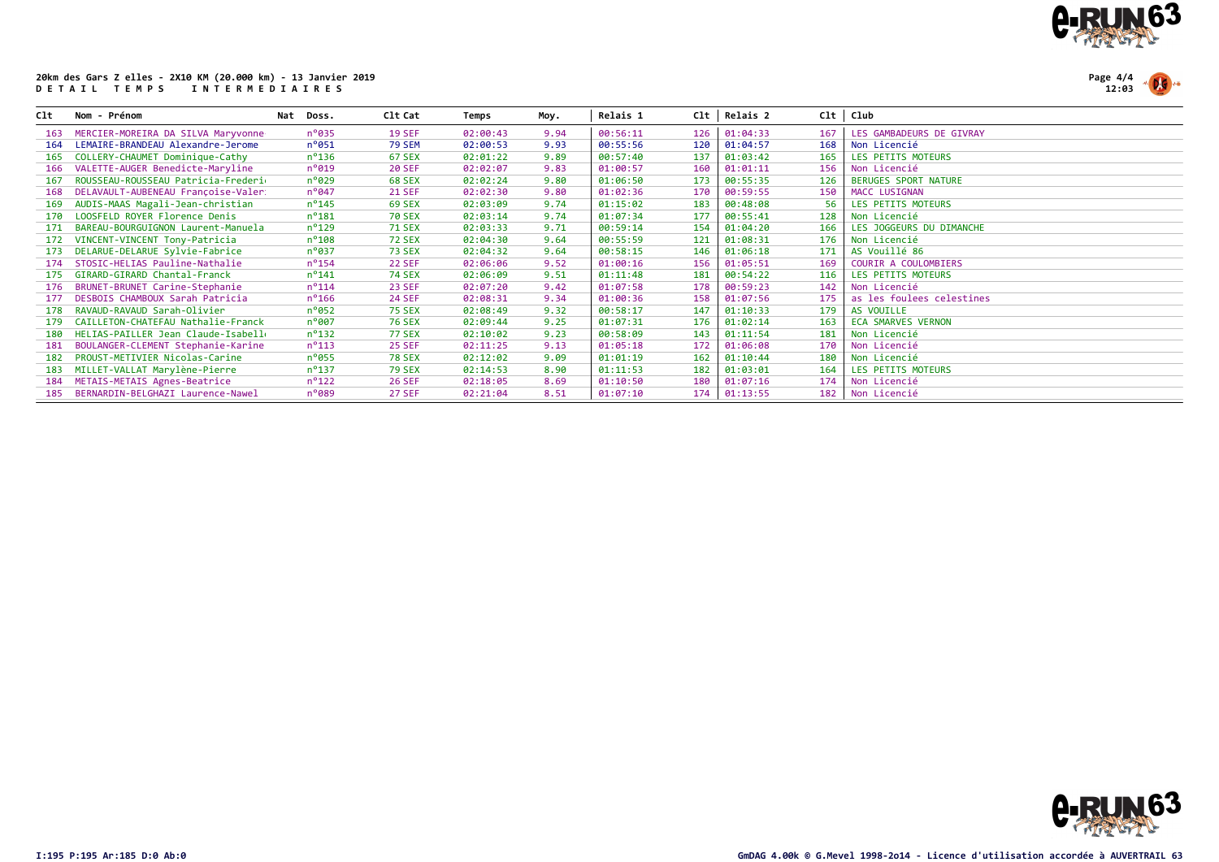**20km des Gars Z elles - 2X10 KM (20.000 km) - 13 Janvier 2019**
**D E T A I L   T E M P S   I N T E R M E D I A I R E S**

| Clt | Nom - Prénom | Nat | Doss. | Clt Cat | Temps | Moy. | Relais 1 | Clt | Relais 2 | Clt | Club |
|---|---|---|---|---|---|---|---|---|---|---|---|
| 163 | MERCIER-MOREIRA DA SILVA Maryvonne | | n°035 | 19 SEF | 02:00:43 | 9.94 | 00:56:11 | 126 | 01:04:33 | 167 | LES GAMBADEURS DE GIVRAY |
| 164 | LEMAIRE-BRANDEAU Alexandre-Jerome | | n°051 | 79 SEM | 02:00:53 | 9.93 | 00:55:56 | 120 | 01:04:57 | 168 | Non Licencié |
| 165 | COLLERY-CHAUMET Dominique-Cathy | | n°136 | 67 SEX | 02:01:22 | 9.89 | 00:57:40 | 137 | 01:03:42 | 165 | LES PETITS MOTEURS |
| 166 | VALETTE-AUGER Benedicte-Maryline | | n°019 | 20 SEF | 02:02:07 | 9.83 | 01:00:57 | 160 | 01:01:11 | 156 | Non Licencié |
| 167 | ROUSSEAU-ROUSSEAU Patricia-Frederi | | n°029 | 68 SEX | 02:02:24 | 9.80 | 01:06:50 | 173 | 00:55:35 | 126 | BERUGES SPORT NATURE |
| 168 | DELAVAULT-AUBENEAU Françoise-Valer | | n°047 | 21 SEF | 02:02:30 | 9.80 | 01:02:36 | 170 | 00:59:55 | 150 | MACC LUSIGNAN |
| 169 | AUDIS-MAAS Magali-Jean-christian | | n°145 | 69 SEX | 02:03:09 | 9.74 | 01:15:02 | 183 | 00:48:08 | 56 | LES PETITS MOTEURS |
| 170 | LOOSFELD ROYER Florence Denis | | n°181 | 70 SEX | 02:03:14 | 9.74 | 01:07:34 | 177 | 00:55:41 | 128 | Non Licencié |
| 171 | BAREAU-BOURGUIGNON Laurent-Manuela | | n°129 | 71 SEX | 02:03:33 | 9.71 | 00:59:14 | 154 | 01:04:20 | 166 | LES JOGGEURS DU DIMANCHE |
| 172 | VINCENT-VINCENT Tony-Patricia | | n°108 | 72 SEX | 02:04:30 | 9.64 | 00:55:59 | 121 | 01:08:31 | 176 | Non Licencié |
| 173 | DELARUE-DELARUE Sylvie-Fabrice | | n°037 | 73 SEX | 02:04:32 | 9.64 | 00:58:15 | 146 | 01:06:18 | 171 | AS Vouillé 86 |
| 174 | STOSIC-HELIAS Pauline-Nathalie | | n°154 | 22 SEF | 02:06:06 | 9.52 | 01:00:16 | 156 | 01:05:51 | 169 | COURIR A COULOMBIERS |
| 175 | GIRARD-GIRARD Chantal-Franck | | n°141 | 74 SEX | 02:06:09 | 9.51 | 01:11:48 | 181 | 00:54:22 | 116 | LES PETITS MOTEURS |
| 176 | BRUNET-BRUNET Carine-Stephanie | | n°114 | 23 SEF | 02:07:20 | 9.42 | 01:07:58 | 178 | 00:59:23 | 142 | Non Licencié |
| 177 | DESBOIS CHAMBOUX Sarah Patricia | | n°166 | 24 SEF | 02:08:31 | 9.34 | 01:00:36 | 158 | 01:07:56 | 175 | as les foulees celestines |
| 178 | RAVAUD-RAVAUD Sarah-Olivier | | n°052 | 75 SEX | 02:08:49 | 9.32 | 00:58:17 | 147 | 01:10:33 | 179 | AS VOUILLE |
| 179 | CAILLETON-CHATEFAU Nathalie-Franck | | n°007 | 76 SEX | 02:09:44 | 9.25 | 01:07:31 | 176 | 01:02:14 | 163 | ECA SMARVES VERNON |
| 180 | HELIAS-PAILLER Jean Claude-Isabell | | n°132 | 77 SEX | 02:10:02 | 9.23 | 00:58:09 | 143 | 01:11:54 | 181 | Non Licencié |
| 181 | BOULANGER-CLEMENT Stephanie-Karine | | n°113 | 25 SEF | 02:11:25 | 9.13 | 01:05:18 | 172 | 01:06:08 | 170 | Non Licencié |
| 182 | PROUST-METIVIER Nicolas-Carine | | n°055 | 78 SEX | 02:12:02 | 9.09 | 01:01:19 | 162 | 01:10:44 | 180 | Non Licencié |
| 183 | MILLET-VALLAT Marylène-Pierre | | n°137 | 79 SEX | 02:14:53 | 8.90 | 01:11:53 | 182 | 01:03:01 | 164 | LES PETITS MOTEURS |
| 184 | METAIS-METAIS Agnes-Beatrice | | n°122 | 26 SEF | 02:18:05 | 8.69 | 01:10:50 | 180 | 01:07:16 | 174 | Non Licencié |
| 185 | BERNARDIN-BELGHAZI Laurence-Nawel | | n°089 | 27 SEF | 02:21:04 | 8.51 | 01:07:10 | 174 | 01:13:55 | 182 | Non Licencié |

I:195 P:195 Ar:185 D:0 Ab:0

GmDAG 4.00k © G.Mevel 1998-2014 - Licence d'utilisation accordée à AUVERTRAIL 63